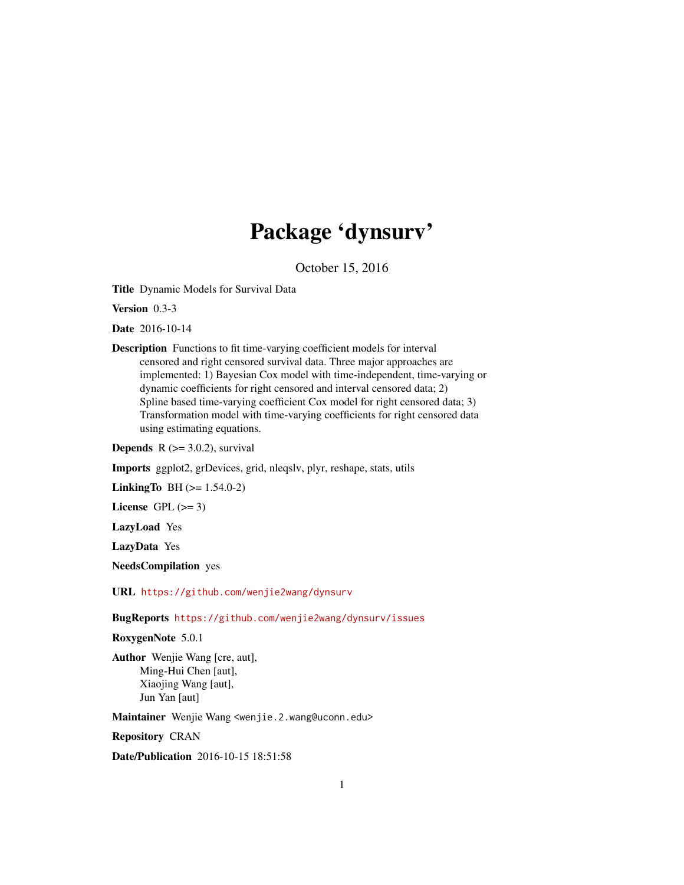# Package 'dynsurv'

October 15, 2016

**Title** Dynamic Models for Survival Data

**Version** 0.3-3

**Date** 2016-10-14

**Description** Functions to fit time-varying coefficient models for interval censored and right censored survival data. Three major approaches are implemented: 1) Bayesian Cox model with time-independent, time-varying or dynamic coefficients for right censored and interval censored data; 2) Spline based time-varying coefficient Cox model for right censored data; 3) Transformation model with time-varying coefficients for right censored data using estimating equations.

**Depends** R (>= 3.0.2), survival

**Imports** ggplot2, grDevices, grid, nleqslv, plyr, reshape, stats, utils

**LinkingTo** BH (>= 1.54.0-2)

**License** GPL (>= 3)

**LazyLoad** Yes

**LazyData** Yes

**NeedsCompilation** yes

**URL** https://github.com/wenjie2wang/dynsurv

**BugReports** https://github.com/wenjie2wang/dynsurv/issues

**RoxygenNote** 5.0.1

**Author** Wenjie Wang [cre, aut],
Ming-Hui Chen [aut],
Xiaojing Wang [aut],
Jun Yan [aut]

**Maintainer** Wenjie Wang <wenjie.2.wang@uconn.edu>

**Repository** CRAN

**Date/Publication** 2016-10-15 18:51:58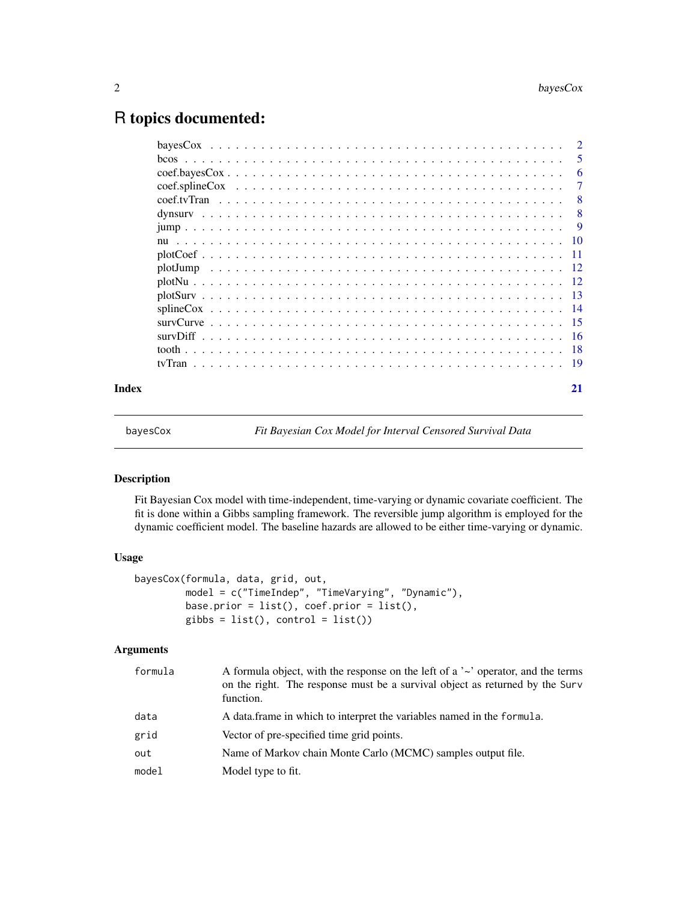# R topics documented:

| | |
|---|---|
| bayesCox | 2 |
| bcos | 5 |
| coef.bayesCox | 6 |
| coef.splineCox | 7 |
| coef.tvTran | 8 |
| dynsurv | 8 |
| jump | 9 |
| nu | 10 |
| plotCoef | 11 |
| plotJump | 12 |
| plotNu | 12 |
| plotSurv | 13 |
| splineCox | 14 |
| survCurve | 15 |
| survDiff | 16 |
| tooth | 18 |
| tvTran | 19 |
| **Index** | **21** |

---

bayesCox — *Fit Bayesian Cox Model for Interval Censored Survival Data*

---

### Description

Fit Bayesian Cox model with time-independent, time-varying or dynamic covariate coefficient. The fit is done within a Gibbs sampling framework. The reversible jump algorithm is employed for the dynamic coefficient model. The baseline hazards are allowed to be either time-varying or dynamic.

### Usage

```
bayesCox(formula, data, grid, out,
         model = c("TimeIndep", "TimeVarying", "Dynamic"),
         base.prior = list(), coef.prior = list(),
         gibbs = list(), control = list())
```

### Arguments

| | |
|---|---|
| `formula` | A formula object, with the response on the left of a '~' operator, and the terms on the right. The response must be a survival object as returned by the `Surv` function. |
| `data` | A data.frame in which to interpret the variables named in the `formula`. |
| `grid` | Vector of pre-specified time grid points. |
| `out` | Name of Markov chain Monte Carlo (MCMC) samples output file. |
| `model` | Model type to fit. |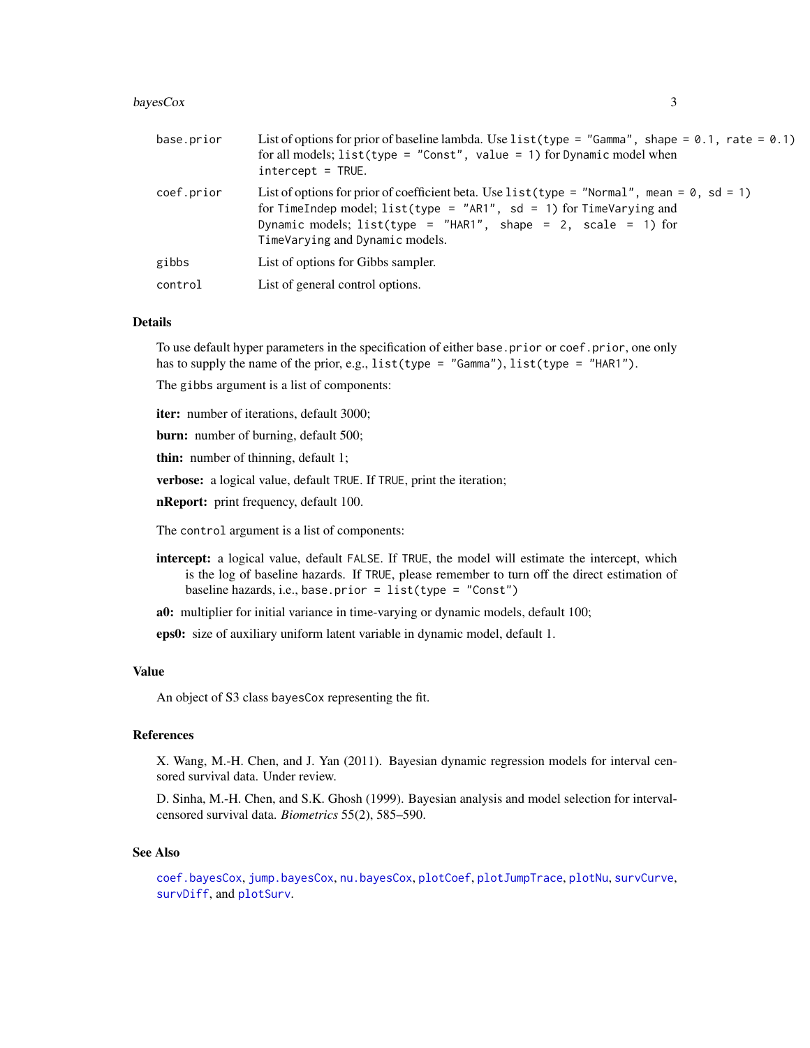| | |
|---|---|
| `base.prior` | List of options for prior of baseline lambda. Use `list(type = "Gamma", shape = 0.1, rate = 0.1)` for all models; `list(type = "Const", value = 1)` for `Dynamic` model when `intercept = TRUE`. |
| `coef.prior` | List of options for prior of coefficient beta. Use `list(type = "Normal", mean = 0, sd = 1)` for `TimeIndep` model; `list(type = "AR1", sd = 1)` for `TimeVarying` and `Dynamic` models; `list(type = "HAR1", shape = 2, scale = 1)` for `TimeVarying` and `Dynamic` models. |
| `gibbs` | List of options for Gibbs sampler. |
| `control` | List of general control options. |

## Details

To use default hyper parameters in the specification of either `base.prior` or `coef.prior`, one only has to supply the name of the prior, e.g., `list(type = "Gamma")`, `list(type = "HAR1")`.

The `gibbs` argument is a list of components:

**iter:** number of iterations, default 3000;

**burn:** number of burning, default 500;

**thin:** number of thinning, default 1;

**verbose:** a logical value, default `TRUE`. If `TRUE`, print the iteration;

**nReport:** print frequency, default 100.

The `control` argument is a list of components:

**intercept:** a logical value, default `FALSE`. If `TRUE`, the model will estimate the intercept, which is the log of baseline hazards. If `TRUE`, please remember to turn off the direct estimation of baseline hazards, i.e., `base.prior = list(type = "Const")`

**a0:** multiplier for initial variance in time-varying or dynamic models, default 100;

**eps0:** size of auxiliary uniform latent variable in dynamic model, default 1.

## Value

An object of S3 class `bayesCox` representing the fit.

## References

X. Wang, M.-H. Chen, and J. Yan (2011). Bayesian dynamic regression models for interval censored survival data. Under review.

D. Sinha, M.-H. Chen, and S.K. Ghosh (1999). Bayesian analysis and model selection for interval-censored survival data. *Biometrics* 55(2), 585–590.

## See Also

`coef.bayesCox`, `jump.bayesCox`, `nu.bayesCox`, `plotCoef`, `plotJumpTrace`, `plotNu`, `survCurve`, `survDiff`, and `plotSurv`.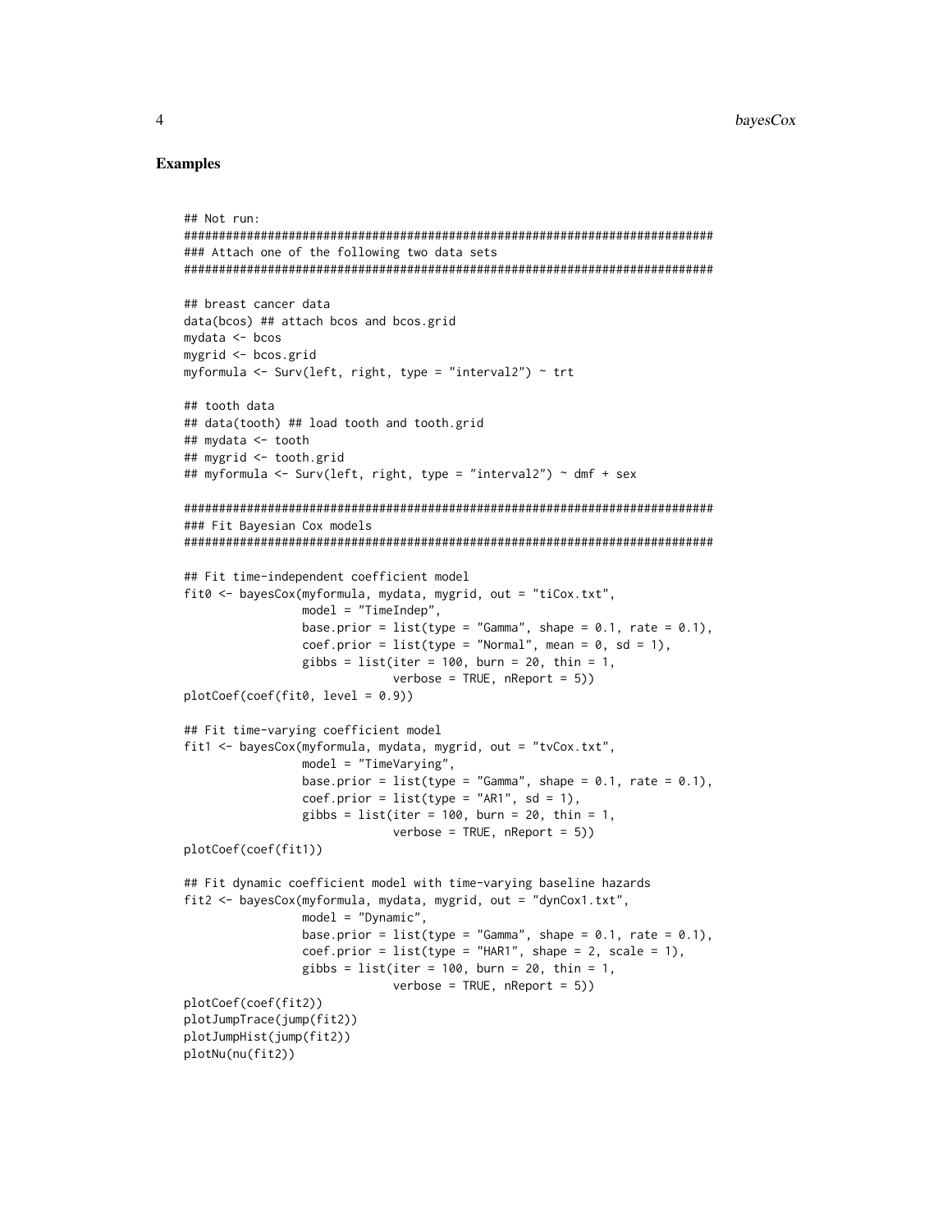## Examples

```
## Not run:
###########################################################################
### Attach one of the following two data sets
###########################################################################

## breast cancer data
data(bcos) ## attach bcos and bcos.grid
mydata <- bcos
mygrid <- bcos.grid
myformula <- Surv(left, right, type = "interval2") ~ trt

## tooth data
## data(tooth) ## load tooth and tooth.grid
## mydata <- tooth
## mygrid <- tooth.grid
## myformula <- Surv(left, right, type = "interval2") ~ dmf + sex

###########################################################################
### Fit Bayesian Cox models
###########################################################################

## Fit time-independent coefficient model
fit0 <- bayesCox(myformula, mydata, mygrid, out = "tiCox.txt",
                 model = "TimeIndep",
                 base.prior = list(type = "Gamma", shape = 0.1, rate = 0.1),
                 coef.prior = list(type = "Normal", mean = 0, sd = 1),
                 gibbs = list(iter = 100, burn = 20, thin = 1,
                              verbose = TRUE, nReport = 5))
plotCoef(coef(fit0, level = 0.9))

## Fit time-varying coefficient model
fit1 <- bayesCox(myformula, mydata, mygrid, out = "tvCox.txt",
                 model = "TimeVarying",
                 base.prior = list(type = "Gamma", shape = 0.1, rate = 0.1),
                 coef.prior = list(type = "AR1", sd = 1),
                 gibbs = list(iter = 100, burn = 20, thin = 1,
                              verbose = TRUE, nReport = 5))
plotCoef(coef(fit1))

## Fit dynamic coefficient model with time-varying baseline hazards
fit2 <- bayesCox(myformula, mydata, mygrid, out = "dynCox1.txt",
                 model = "Dynamic",
                 base.prior = list(type = "Gamma", shape = 0.1, rate = 0.1),
                 coef.prior = list(type = "HAR1", shape = 2, scale = 1),
                 gibbs = list(iter = 100, burn = 20, thin = 1,
                              verbose = TRUE, nReport = 5))
plotCoef(coef(fit2))
plotJumpTrace(jump(fit2))
plotJumpHist(jump(fit2))
plotNu(nu(fit2))
```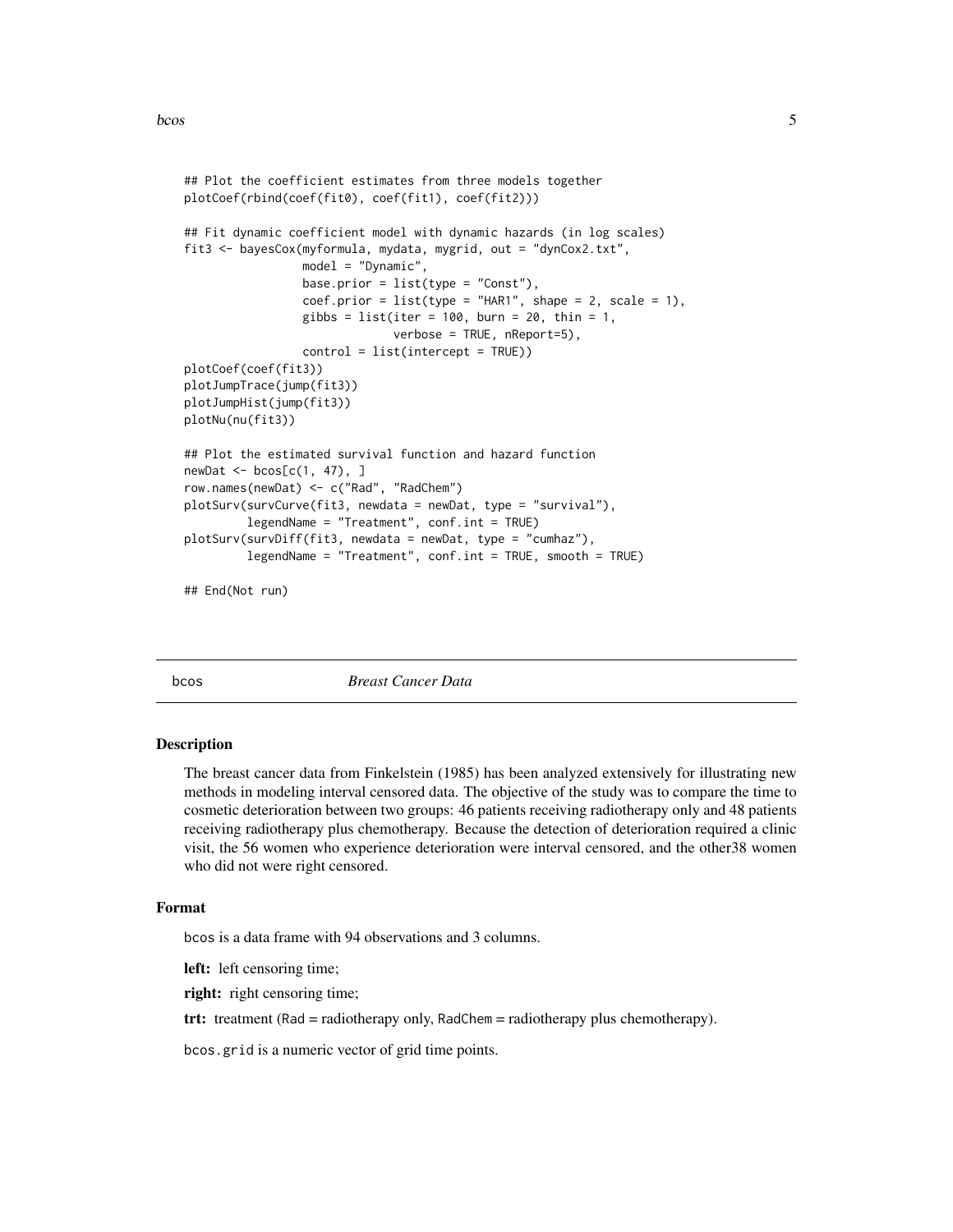```
## Plot the coefficient estimates from three models together
plotCoef(rbind(coef(fit0), coef(fit1), coef(fit2)))

## Fit dynamic coefficient model with dynamic hazards (in log scales)
fit3 <- bayesCox(myformula, mydata, mygrid, out = "dynCox2.txt",
                 model = "Dynamic",
                 base.prior = list(type = "Const"),
                 coef.prior = list(type = "HAR1", shape = 2, scale = 1),
                 gibbs = list(iter = 100, burn = 20, thin = 1,
                              verbose = TRUE, nReport=5),
                 control = list(intercept = TRUE))
plotCoef(coef(fit3))
plotJumpTrace(jump(fit3))
plotJumpHist(jump(fit3))
plotNu(nu(fit3))

## Plot the estimated survival function and hazard function
newDat <- bcos[c(1, 47), ]
row.names(newDat) <- c("Rad", "RadChem")
plotSurv(survCurve(fit3, newdata = newDat, type = "survival"),
         legendName = "Treatment", conf.int = TRUE)
plotSurv(survDiff(fit3, newdata = newDat, type = "cumhaz"),
         legendName = "Treatment", conf.int = TRUE, smooth = TRUE)

## End(Not run)
```

---

## bcos — *Breast Cancer Data*

### Description

The breast cancer data from Finkelstein (1985) has been analyzed extensively for illustrating new methods in modeling interval censored data. The objective of the study was to compare the time to cosmetic deterioration between two groups: 46 patients receiving radiotherapy only and 48 patients receiving radiotherapy plus chemotherapy. Because the detection of deterioration required a clinic visit, the 56 women who experience deterioration were interval censored, and the other38 women who did not were right censored.

### Format

bcos is a data frame with 94 observations and 3 columns.

**left:** left censoring time;

**right:** right censoring time;

**trt:** treatment (Rad = radiotherapy only, RadChem = radiotherapy plus chemotherapy).

bcos.grid is a numeric vector of grid time points.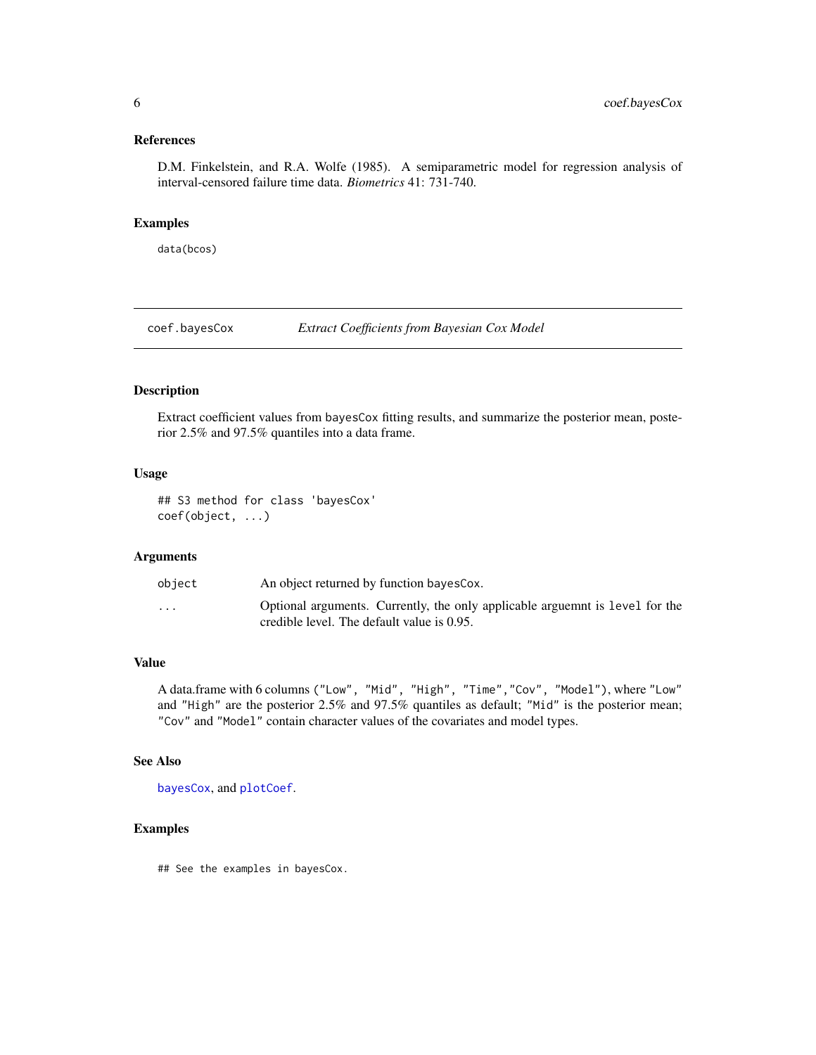### References

D.M. Finkelstein, and R.A. Wolfe (1985). A semiparametric model for regression analysis of interval-censored failure time data. *Biometrics* 41: 731-740.

### Examples

```
data(bcos)
```

---

## coef.bayesCox — *Extract Coefficients from Bayesian Cox Model*

---

### Description

Extract coefficient values from bayesCox fitting results, and summarize the posterior mean, posterior 2.5% and 97.5% quantiles into a data frame.

### Usage

```
## S3 method for class 'bayesCox'
coef(object, ...)
```

### Arguments

| | |
|---|---|
| object | An object returned by function bayesCox. |
| ... | Optional arguments. Currently, the only applicable arguemnt is level for the credible level. The default value is 0.95. |

### Value

A data.frame with 6 columns ("Low", "Mid", "High", "Time","Cov", "Model"), where "Low" and "High" are the posterior 2.5% and 97.5% quantiles as default; "Mid" is the posterior mean; "Cov" and "Model" contain character values of the covariates and model types.

### See Also

bayesCox, and plotCoef.

### Examples

```
## See the examples in bayesCox.
```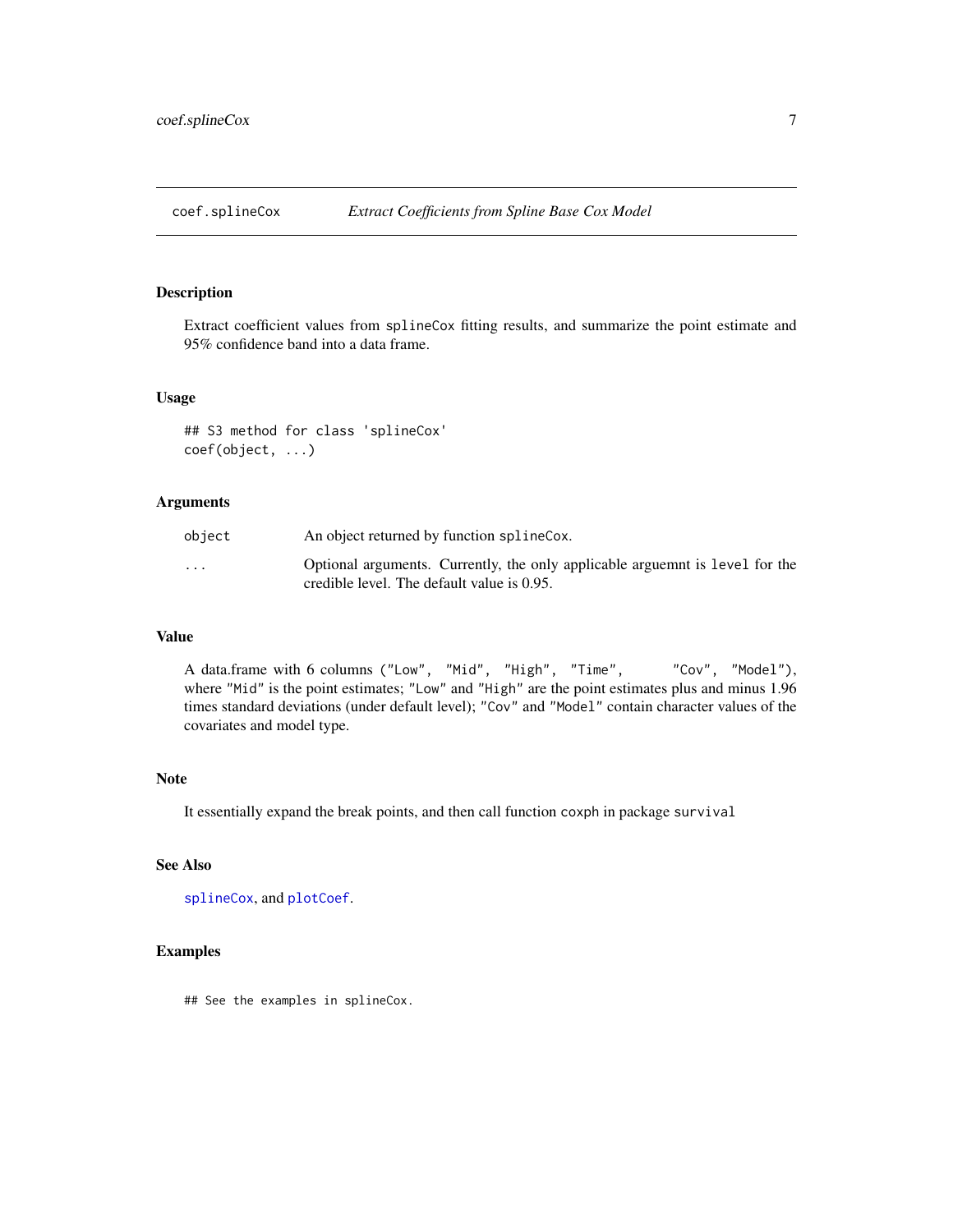## coef.splineCox — *Extract Coefficients from Spline Base Cox Model*

### Description

Extract coefficient values from `splineCox` fitting results, and summarize the point estimate and 95% confidence band into a data frame.

### Usage

```
## S3 method for class 'splineCox'
coef(object, ...)
```

### Arguments

| | |
|---|---|
| `object` | An object returned by function `splineCox`. |
| `...` | Optional arguments. Currently, the only applicable arguemnt is `level` for the credible level. The default value is 0.95. |

### Value

A data.frame with 6 columns (`"Low"`, `"Mid"`, `"High"`, `"Time"`, `"Cov"`, `"Model"`), where `"Mid"` is the point estimates; `"Low"` and `"High"` are the point estimates plus and minus 1.96 times standard deviations (under default level); `"Cov"` and `"Model"` contain character values of the covariates and model type.

### Note

It essentially expand the break points, and then call function `coxph` in package `survival`

### See Also

`splineCox`, and `plotCoef`.

### Examples

```
## See the examples in splineCox.
```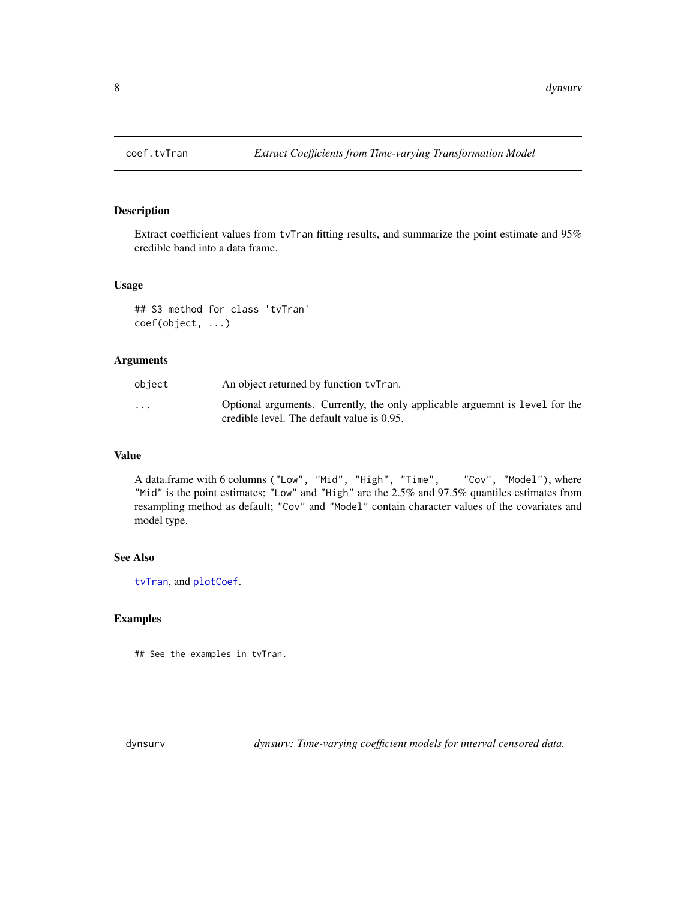## coef.tvTran — *Extract Coefficients from Time-varying Transformation Model*

### Description

Extract coefficient values from `tvTran` fitting results, and summarize the point estimate and 95% credible band into a data frame.

### Usage

```
## S3 method for class 'tvTran'
coef(object, ...)
```

### Arguments

| | |
|---|---|
| `object` | An object returned by function `tvTran`. |
| `...` | Optional arguments. Currently, the only applicable arguemnt is `level` for the credible level. The default value is 0.95. |

### Value

A data.frame with 6 columns (`"Low", "Mid", "High", "Time",     "Cov", "Model"`), where `"Mid"` is the point estimates; `"Low"` and `"High"` are the 2.5% and 97.5% quantiles estimates from resampling method as default; `"Cov"` and `"Model"` contain character values of the covariates and model type.

### See Also

`tvTran`, and `plotCoef`.

### Examples

```
## See the examples in tvTran.
```

## dynsurv — *dynsurv: Time-varying coefficient models for interval censored data.*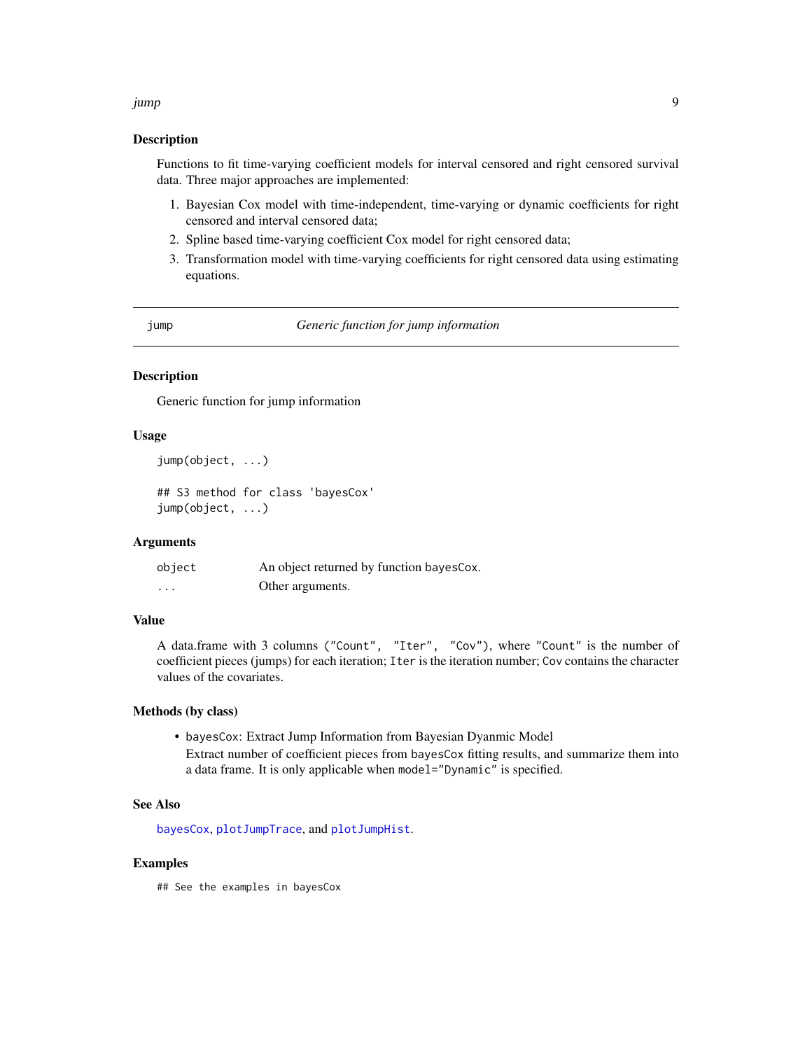## Description

Functions to fit time-varying coefficient models for interval censored and right censored survival data. Three major approaches are implemented:

1. Bayesian Cox model with time-independent, time-varying or dynamic coefficients for right censored and interval censored data;
2. Spline based time-varying coefficient Cox model for right censored data;
3. Transformation model with time-varying coefficients for right censored data using estimating equations.

---

`jump` *Generic function for jump information*

---

## Description

Generic function for jump information

## Usage

```
jump(object, ...)

## S3 method for class 'bayesCox'
jump(object, ...)
```

## Arguments

| | |
|---|---|
| `object` | An object returned by function `bayesCox`. |
| `...` | Other arguments. |

## Value

A data.frame with 3 columns (`"Count", "Iter", "Cov"`), where `"Count"` is the number of coefficient pieces (jumps) for each iteration; `Iter` is the iteration number; `Cov` contains the character values of the covariates.

## Methods (by class)

- `bayesCox`: Extract Jump Information from Bayesian Dyanmic Model
  Extract number of coefficient pieces from `bayesCox` fitting results, and summarize them into a data frame. It is only applicable when `model="Dynamic"` is specified.

## See Also

`bayesCox`, `plotJumpTrace`, and `plotJumpHist`.

## Examples

```
## See the examples in bayesCox
```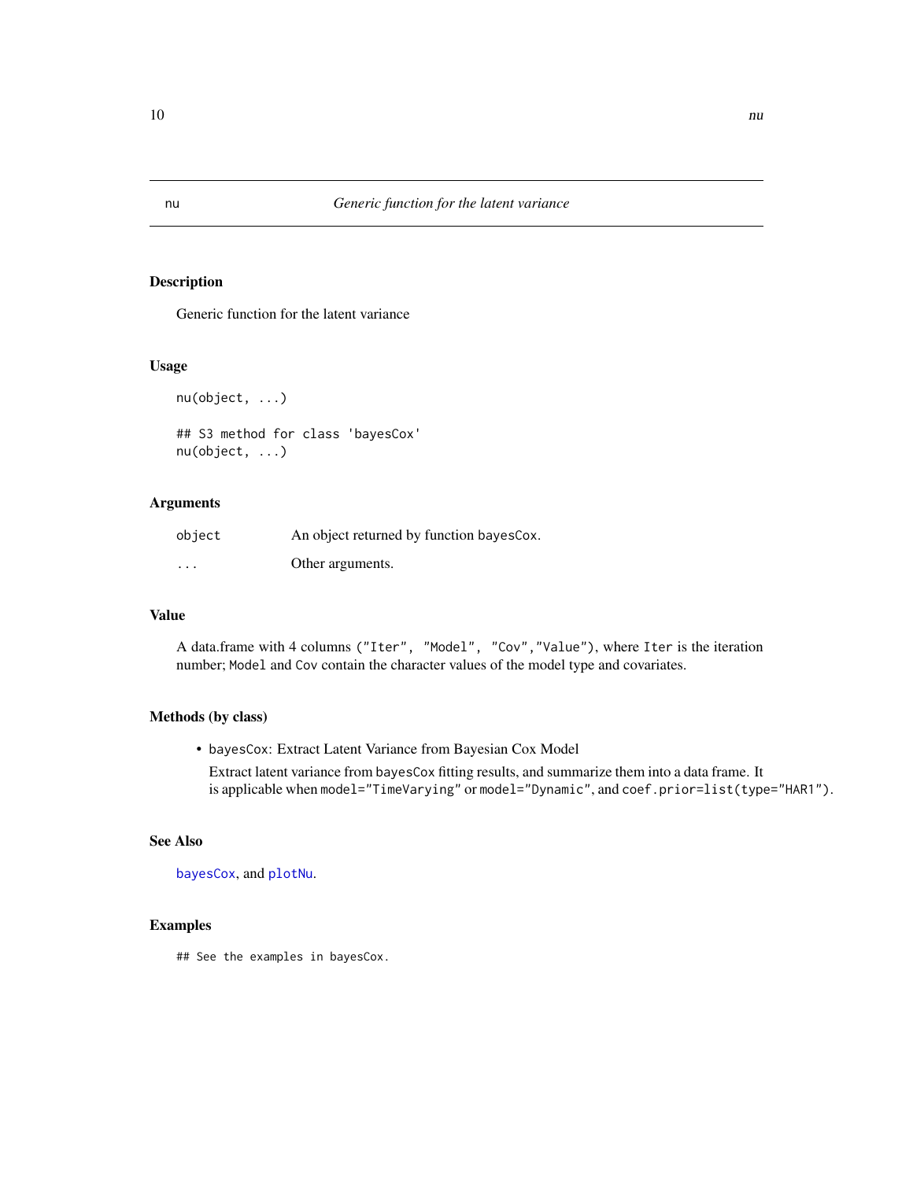# nu — *Generic function for the latent variance*

## Description

Generic function for the latent variance

## Usage

```
nu(object, ...)

## S3 method for class 'bayesCox'
nu(object, ...)
```

## Arguments

| | |
|---|---|
| `object` | An object returned by function `bayesCox`. |
| `...` | Other arguments. |

## Value

A data.frame with 4 columns (`"Iter", "Model", "Cov","Value"`), where `Iter` is the iteration number; `Model` and `Cov` contain the character values of the model type and covariates.

## Methods (by class)

- `bayesCox`: Extract Latent Variance from Bayesian Cox Model

  Extract latent variance from `bayesCox` fitting results, and summarize them into a data frame. It is applicable when `model="TimeVarying"` or `model="Dynamic"`, and `coef.prior=list(type="HAR1")`.

## See Also

`bayesCox`, and `plotNu`.

## Examples

```
## See the examples in bayesCox.
```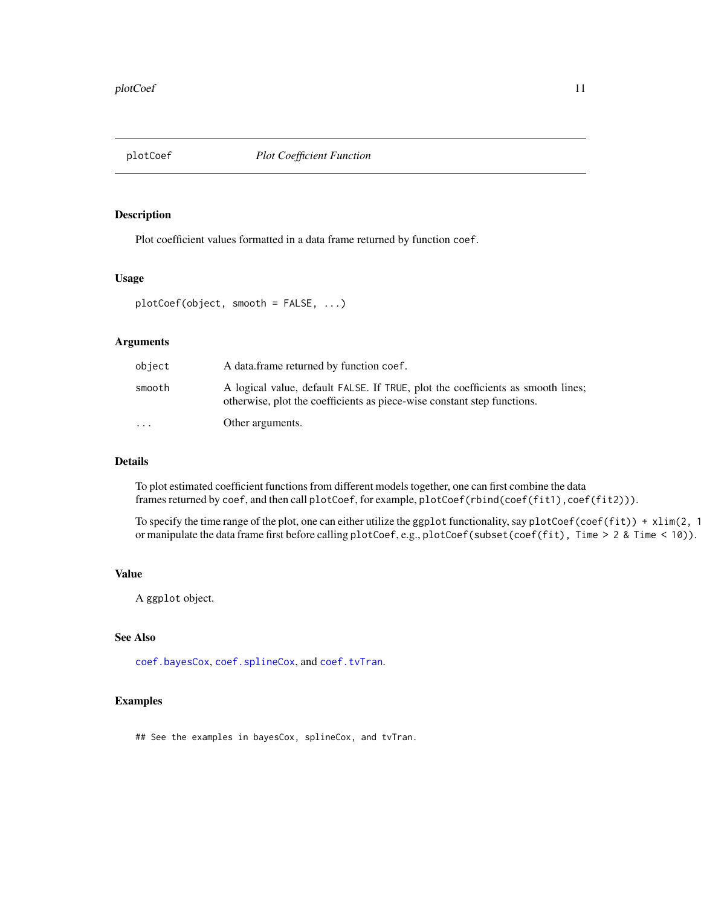# plotCoef *Plot Coefficient Function*

## Description

Plot coefficient values formatted in a data frame returned by function `coef`.

## Usage

```
plotCoef(object, smooth = FALSE, ...)
```

## Arguments

| | |
|---|---|
| `object` | A data.frame returned by function `coef`. |
| `smooth` | A logical value, default `FALSE`. If `TRUE`, plot the coefficients as smooth lines; otherwise, plot the coefficients as piece-wise constant step functions. |
| `...` | Other arguments. |

## Details

To plot estimated coefficient functions from different models together, one can first combine the data frames returned by `coef`, and then call `plotCoef`, for example, `plotCoef(rbind(coef(fit1),coef(fit2)))`.

To specify the time range of the plot, one can either utilize the `ggplot` functionality, say `plotCoef(coef(fit)) + xlim(2, 1` or manipulate the data frame first before calling `plotCoef`, e.g., `plotCoef(subset(coef(fit), Time > 2 & Time < 10))`.

## Value

A `ggplot` object.

## See Also

`coef.bayesCox`, `coef.splineCox`, and `coef.tvTran`.

## Examples

```
## See the examples in bayesCox, splineCox, and tvTran.
```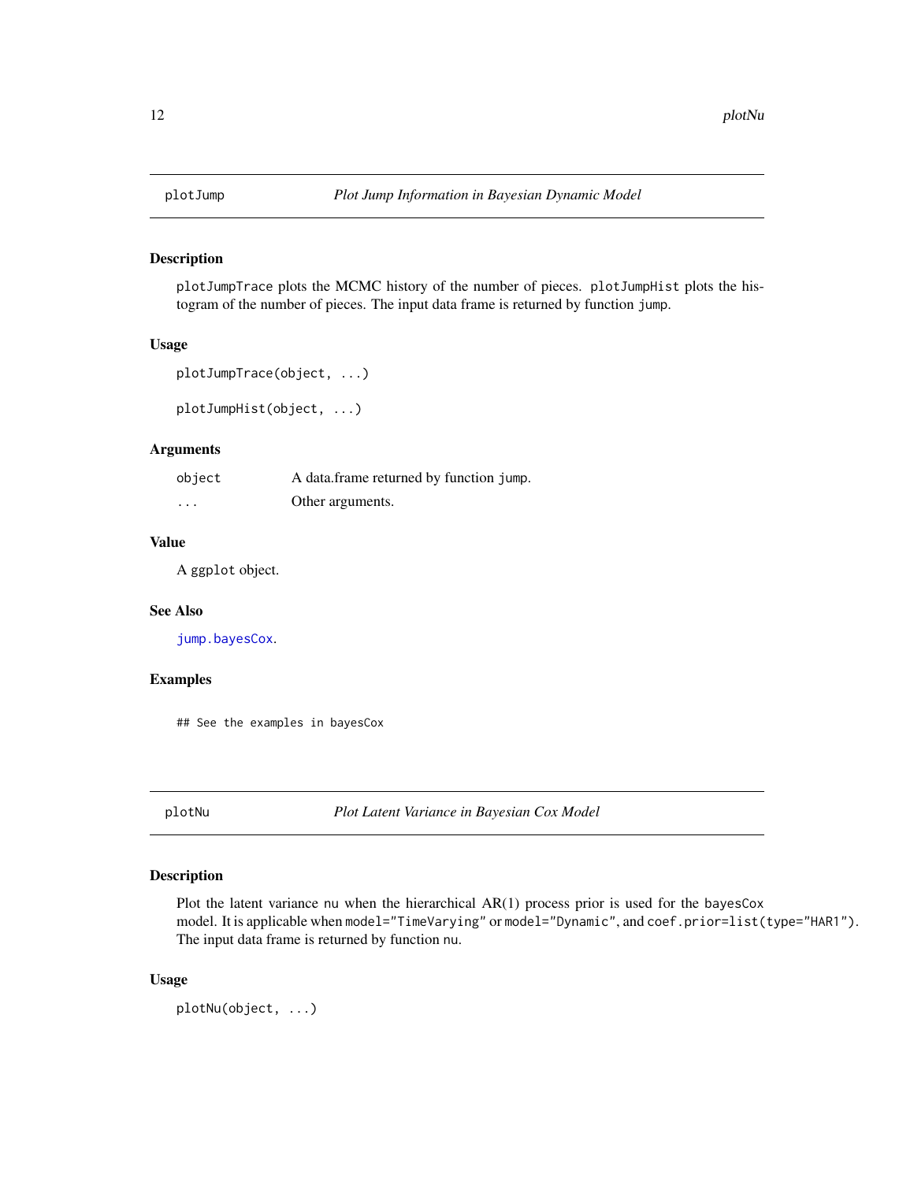## plotJump — *Plot Jump Information in Bayesian Dynamic Model*

### Description

`plotJumpTrace` plots the MCMC history of the number of pieces. `plotJumpHist` plots the histogram of the number of pieces. The input data frame is returned by function `jump`.

### Usage

```
plotJumpTrace(object, ...)

plotJumpHist(object, ...)
```

### Arguments

| | |
|---|---|
| `object` | A data.frame returned by function `jump`. |
| `...` | Other arguments. |

### Value

A `ggplot` object.

### See Also

`jump.bayesCox`.

### Examples

```
## See the examples in bayesCox
```

## plotNu — *Plot Latent Variance in Bayesian Cox Model*

### Description

Plot the latent variance `nu` when the hierarchical AR(1) process prior is used for the `bayesCox` model. It is applicable when `model="TimeVarying"` or `model="Dynamic"`, and `coef.prior=list(type="HAR1")`. The input data frame is returned by function `nu`.

### Usage

```
plotNu(object, ...)
```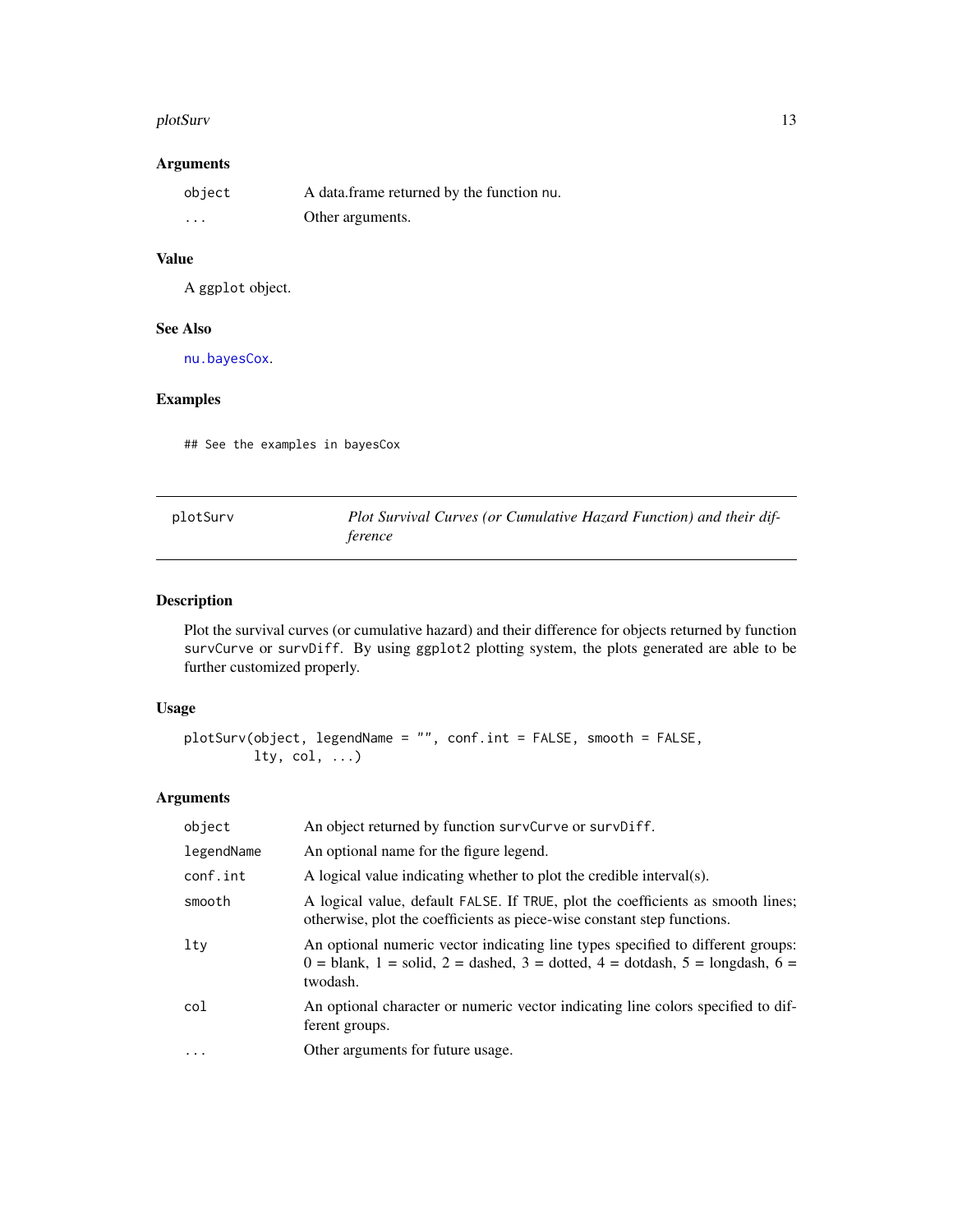## Arguments

| | |
|---|---|
| `object` | A data.frame returned by the function `nu`. |
| `...` | Other arguments. |

## Value

A `ggplot` object.

## See Also

`nu.bayesCox`.

## Examples

```
## See the examples in bayesCox
```

---

# plotSurv — *Plot Survival Curves (or Cumulative Hazard Function) and their difference*

---

## Description

Plot the survival curves (or cumulative hazard) and their difference for objects returned by function `survCurve` or `survDiff`. By using `ggplot2` plotting system, the plots generated are able to be further customized properly.

## Usage

```
plotSurv(object, legendName = "", conf.int = FALSE, smooth = FALSE,
         lty, col, ...)
```

## Arguments

| | |
|---|---|
| `object` | An object returned by function `survCurve` or `survDiff`. |
| `legendName` | An optional name for the figure legend. |
| `conf.int` | A logical value indicating whether to plot the credible interval(s). |
| `smooth` | A logical value, default `FALSE`. If `TRUE`, plot the coefficients as smooth lines; otherwise, plot the coefficients as piece-wise constant step functions. |
| `lty` | An optional numeric vector indicating line types specified to different groups: 0 = blank, 1 = solid, 2 = dashed, 3 = dotted, 4 = dotdash, 5 = longdash, 6 = twodash. |
| `col` | An optional character or numeric vector indicating line colors specified to different groups. |
| `...` | Other arguments for future usage. |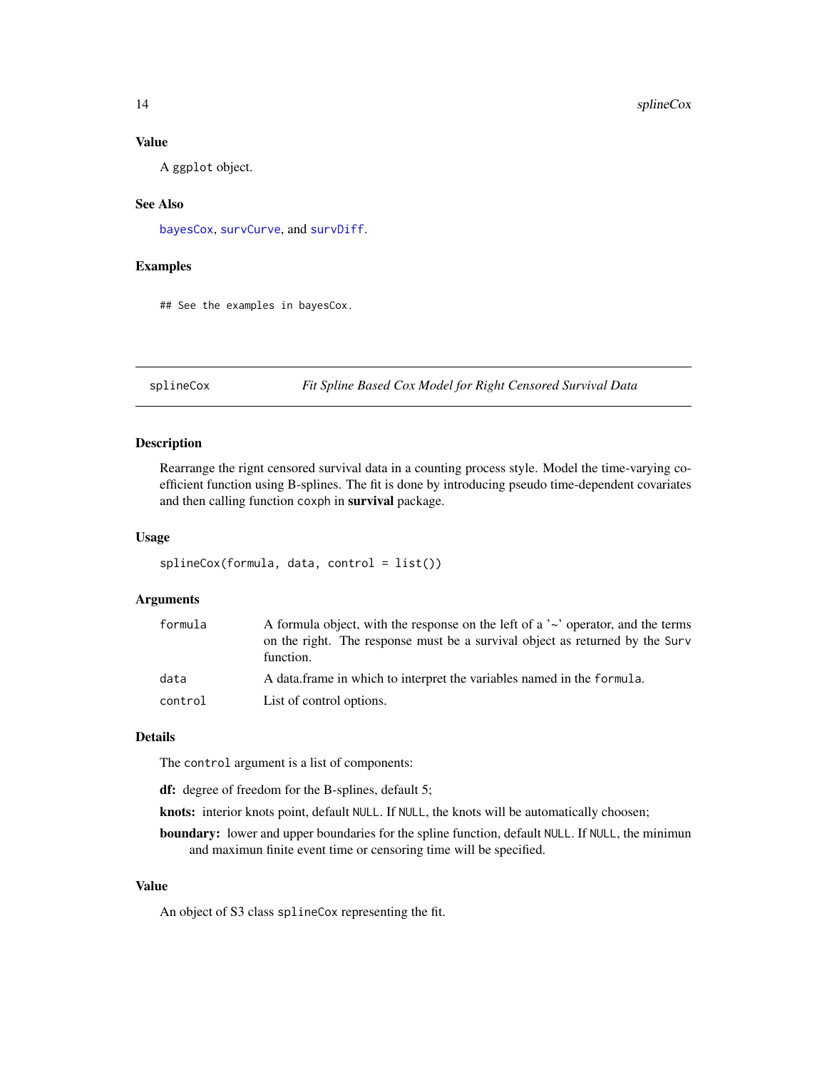### Value

A ggplot object.

### See Also

bayesCox, survCurve, and survDiff.

### Examples

```
## See the examples in bayesCox.
```

---

## splineCox — *Fit Spline Based Cox Model for Right Censored Survival Data*

### Description

Rearrange the rignt censored survival data in a counting process style. Model the time-varying coefficient function using B-splines. The fit is done by introducing pseudo time-dependent covariates and then calling function coxph in **survival** package.

### Usage

```
splineCox(formula, data, control = list())
```

### Arguments

| | |
|---|---|
| formula | A formula object, with the response on the left of a '~' operator, and the terms on the right. The response must be a survival object as returned by the Surv function. |
| data | A data.frame in which to interpret the variables named in the formula. |
| control | List of control options. |

### Details

The control argument is a list of components:

**df:** degree of freedom for the B-splines, default 5;

**knots:** interior knots point, default NULL. If NULL, the knots will be automatically choosen;

**boundary:** lower and upper boundaries for the spline function, default NULL. If NULL, the minimun and maximun finite event time or censoring time will be specified.

### Value

An object of S3 class splineCox representing the fit.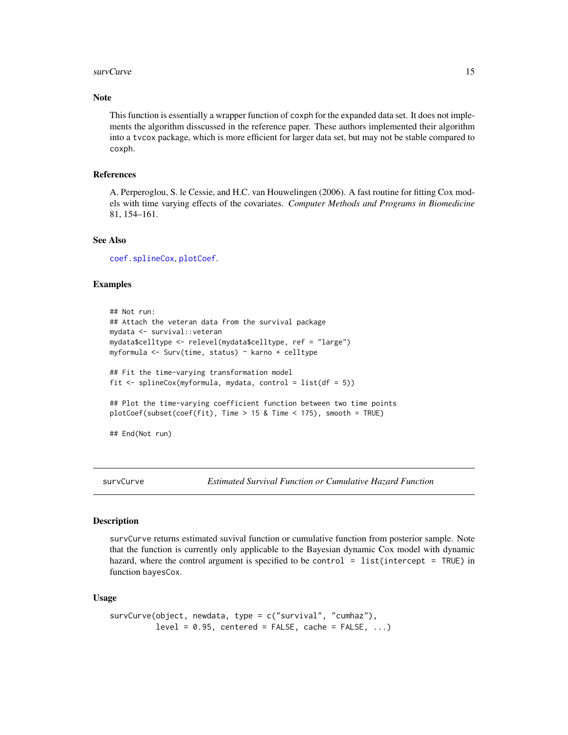## Note

This function is essentially a wrapper function of `coxph` for the expanded data set. It does not implements the algorithm disscussed in the reference paper. These authors implemented their algorithm into a `tvcox` package, which is more efficient for larger data set, but may not be stable compared to `coxph`.

## References

A. Perperoglou, S. le Cessie, and H.C. van Houwelingen (2006). A fast routine for fitting Cox models with time varying effects of the covariates. *Computer Methods and Programs in Biomedicine* 81, 154–161.

## See Also

`coef.splineCox`, `plotCoef`.

## Examples

```
## Not run:
## Attach the veteran data from the survival package
mydata <- survival::veteran
mydata$celltype <- relevel(mydata$celltype, ref = "large")
myformula <- Surv(time, status) ~ karno + celltype

## Fit the time-varying transformation model
fit <- splineCox(myformula, mydata, control = list(df = 5))

## Plot the time-varying coefficient function between two time points
plotCoef(subset(coef(fit), Time > 15 & Time < 175), smooth = TRUE)

## End(Not run)
```

---

# survCurve — *Estimated Survival Function or Cumulative Hazard Function*

## Description

`survCurve` returns estimated suvival function or cumulative function from posterior sample. Note that the function is currently only applicable to the Bayesian dynamic Cox model with dynamic hazard, where the control argument is specified to be `control = list(intercept = TRUE)` in function `bayesCox`.

## Usage

```
survCurve(object, newdata, type = c("survival", "cumhaz"),
          level = 0.95, centered = FALSE, cache = FALSE, ...)
```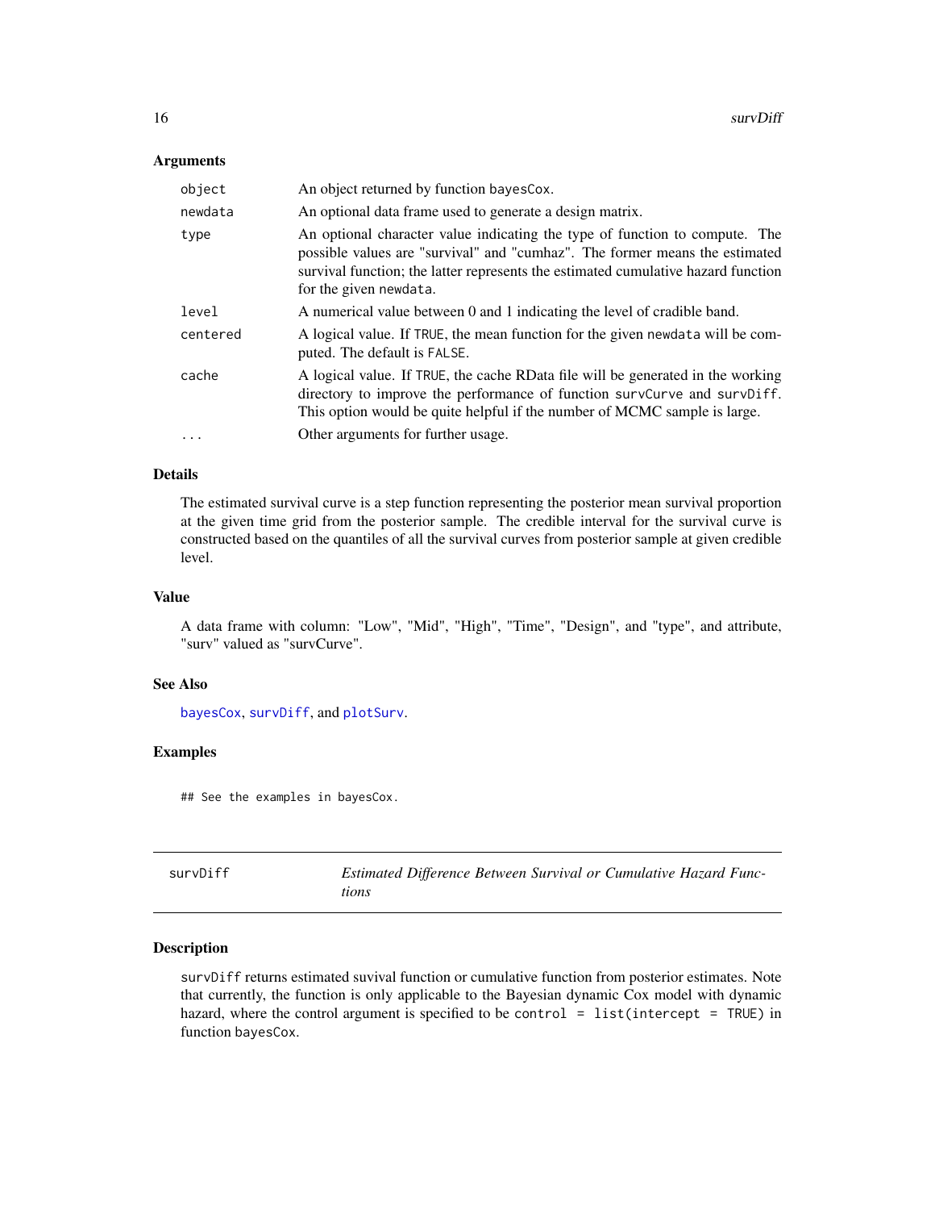### Arguments

| | |
|---|---|
| `object` | An object returned by function `bayesCox`. |
| `newdata` | An optional data frame used to generate a design matrix. |
| `type` | An optional character value indicating the type of function to compute. The possible values are "survival" and "cumhaz". The former means the estimated survival function; the latter represents the estimated cumulative hazard function for the given `newdata`. |
| `level` | A numerical value between 0 and 1 indicating the level of cradible band. |
| `centered` | A logical value. If `TRUE`, the mean function for the given `newdata` will be computed. The default is `FALSE`. |
| `cache` | A logical value. If `TRUE`, the cache RData file will be generated in the working directory to improve the performance of function `survCurve` and `survDiff`. This option would be quite helpful if the number of MCMC sample is large. |
| `...` | Other arguments for further usage. |

### Details

The estimated survival curve is a step function representing the posterior mean survival proportion at the given time grid from the posterior sample. The credible interval for the survival curve is constructed based on the quantiles of all the survival curves from posterior sample at given credible level.

### Value

A data frame with column: "Low", "Mid", "High", "Time", "Design", and "type", and attribute, "surv" valued as "survCurve".

### See Also

`bayesCox`, `survDiff`, and `plotSurv`.

### Examples

```
## See the examples in bayesCox.
```

---

## survDiff — *Estimated Difference Between Survival or Cumulative Hazard Functions*

---

### Description

`survDiff` returns estimated suvival function or cumulative function from posterior estimates. Note that currently, the function is only applicable to the Bayesian dynamic Cox model with dynamic hazard, where the control argument is specified to be `control = list(intercept = TRUE)` in function `bayesCox`.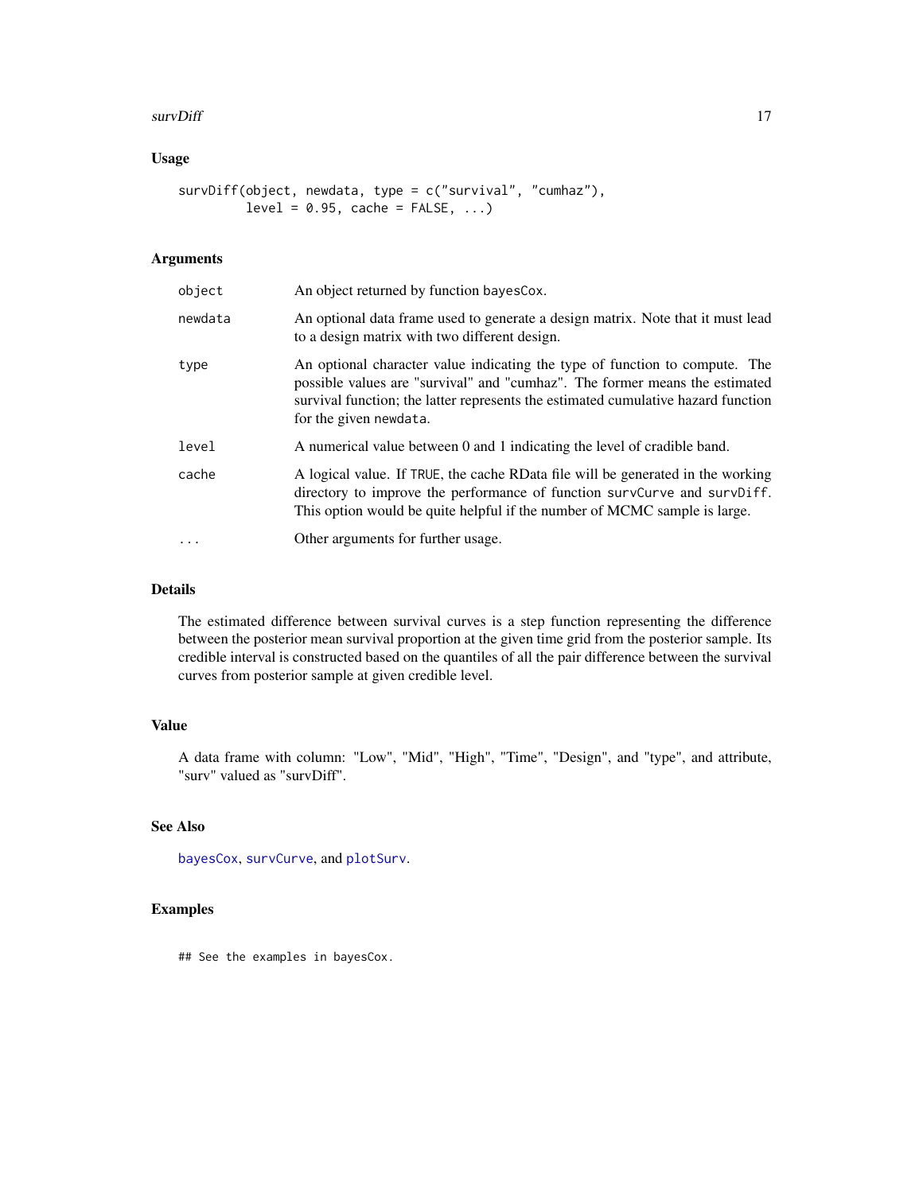## Usage

```
survDiff(object, newdata, type = c("survival", "cumhaz"),
        level = 0.95, cache = FALSE, ...)
```

## Arguments

| | |
|---|---|
| object | An object returned by function bayesCox. |
| newdata | An optional data frame used to generate a design matrix. Note that it must lead to a design matrix with two different design. |
| type | An optional character value indicating the type of function to compute. The possible values are "survival" and "cumhaz". The former means the estimated survival function; the latter represents the estimated cumulative hazard function for the given newdata. |
| level | A numerical value between 0 and 1 indicating the level of cradible band. |
| cache | A logical value. If TRUE, the cache RData file will be generated in the working directory to improve the performance of function survCurve and survDiff. This option would be quite helpful if the number of MCMC sample is large. |
| ... | Other arguments for further usage. |

## Details

The estimated difference between survival curves is a step function representing the difference between the posterior mean survival proportion at the given time grid from the posterior sample. Its credible interval is constructed based on the quantiles of all the pair difference between the survival curves from posterior sample at given credible level.

## Value

A data frame with column: "Low", "Mid", "High", "Time", "Design", and "type", and attribute, "surv" valued as "survDiff".

## See Also

bayesCox, survCurve, and plotSurv.

## Examples

```
## See the examples in bayesCox.
```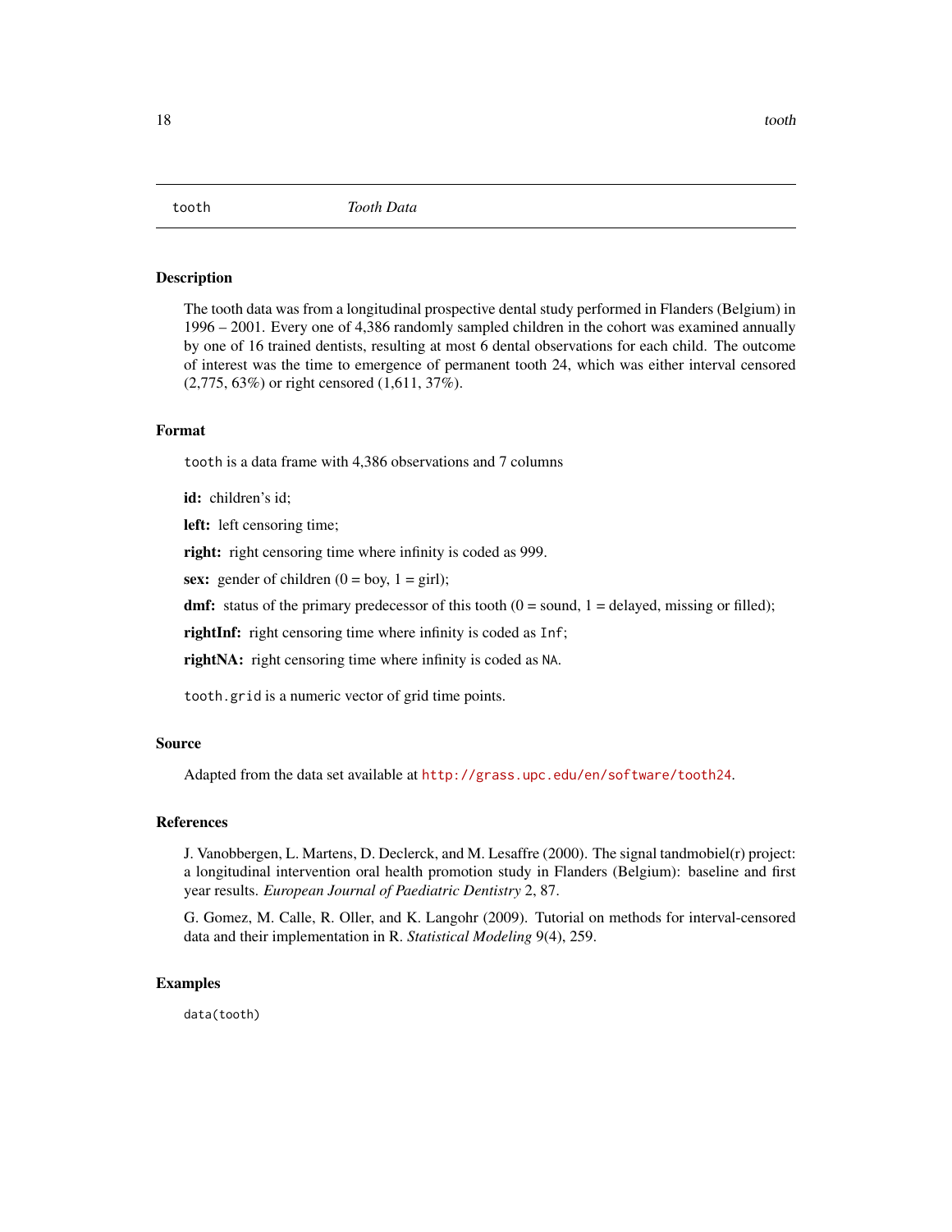tooth    *Tooth Data*

## Description

The tooth data was from a longitudinal prospective dental study performed in Flanders (Belgium) in 1996 – 2001. Every one of 4,386 randomly sampled children in the cohort was examined annually by one of 16 trained dentists, resulting at most 6 dental observations for each child. The outcome of interest was the time to emergence of permanent tooth 24, which was either interval censored (2,775, 63%) or right censored (1,611, 37%).

## Format

`tooth` is a data frame with 4,386 observations and 7 columns

**id:** children's id;

**left:** left censoring time;

**right:** right censoring time where infinity is coded as 999.

**sex:** gender of children (0 = boy, 1 = girl);

**dmf:** status of the primary predecessor of this tooth (0 = sound, 1 = delayed, missing or filled);

**rightInf:** right censoring time where infinity is coded as `Inf`;

**rightNA:** right censoring time where infinity is coded as `NA`.

`tooth.grid` is a numeric vector of grid time points.

## Source

Adapted from the data set available at http://grass.upc.edu/en/software/tooth24.

## References

J. Vanobbergen, L. Martens, D. Declerck, and M. Lesaffre (2000). The signal tandmobiel(r) project: a longitudinal intervention oral health promotion study in Flanders (Belgium): baseline and first year results. *European Journal of Paediatric Dentistry* 2, 87.

G. Gomez, M. Calle, R. Oller, and K. Langohr (2009). Tutorial on methods for interval-censored data and their implementation in R. *Statistical Modeling* 9(4), 259.

## Examples

```
data(tooth)
```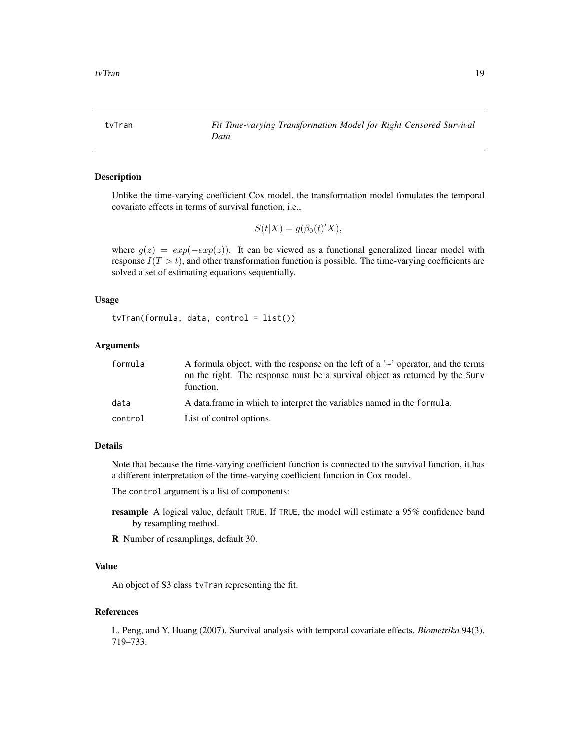# tvTran — *Fit Time-varying Transformation Model for Right Censored Survival Data*

## Description

Unlike the time-varying coefficient Cox model, the transformation model fomulates the temporal covariate effects in terms of survival function, i.e.,

$$S(t|X) = g(\beta_0(t)'X),$$

where $g(z) = exp(-exp(z))$. It can be viewed as a functional generalized linear model with response $I(T > t)$, and other transformation function is possible. The time-varying coefficients are solved a set of estimating equations sequentially.

## Usage

```
tvTran(formula, data, control = list())
```

## Arguments

| | |
|---|---|
| formula | A formula object, with the response on the left of a '~' operator, and the terms on the right. The response must be a survival object as returned by the Surv function. |
| data | A data.frame in which to interpret the variables named in the formula. |
| control | List of control options. |

## Details

Note that because the time-varying coefficient function is connected to the survival function, it has a different interpretation of the time-varying coefficient function in Cox model.

The control argument is a list of components:

**resample** A logical value, default TRUE. If TRUE, the model will estimate a 95% confidence band by resampling method.

**R** Number of resamplings, default 30.

## Value

An object of S3 class tvTran representing the fit.

## References

L. Peng, and Y. Huang (2007). Survival analysis with temporal covariate effects. *Biometrika* 94(3), 719–733.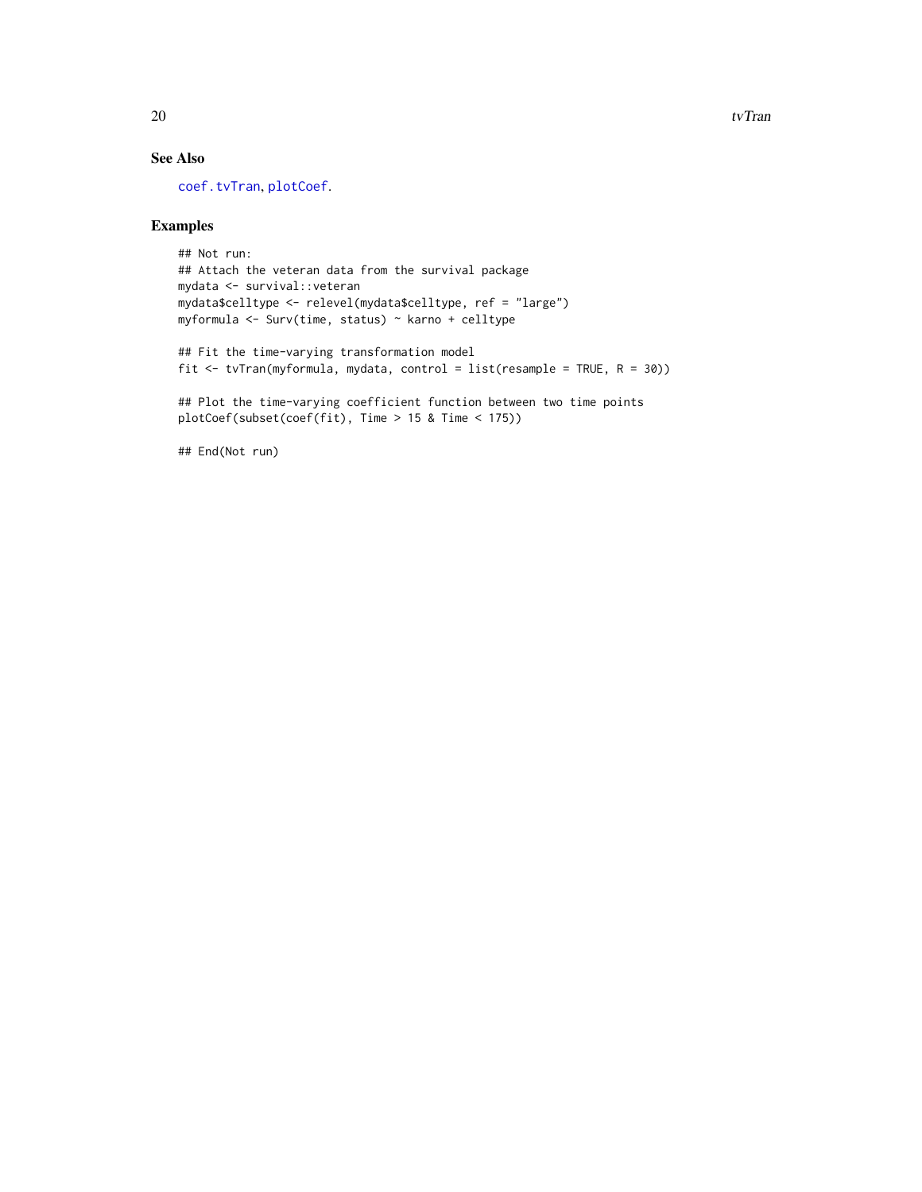## See Also

coef.tvTran, plotCoef.

## Examples

```
## Not run:
## Attach the veteran data from the survival package
mydata <- survival::veteran
mydata$celltype <- relevel(mydata$celltype, ref = "large")
myformula <- Surv(time, status) ~ karno + celltype

## Fit the time-varying transformation model
fit <- tvTran(myformula, mydata, control = list(resample = TRUE, R = 30))

## Plot the time-varying coefficient function between two time points
plotCoef(subset(coef(fit), Time > 15 & Time < 175))

## End(Not run)
```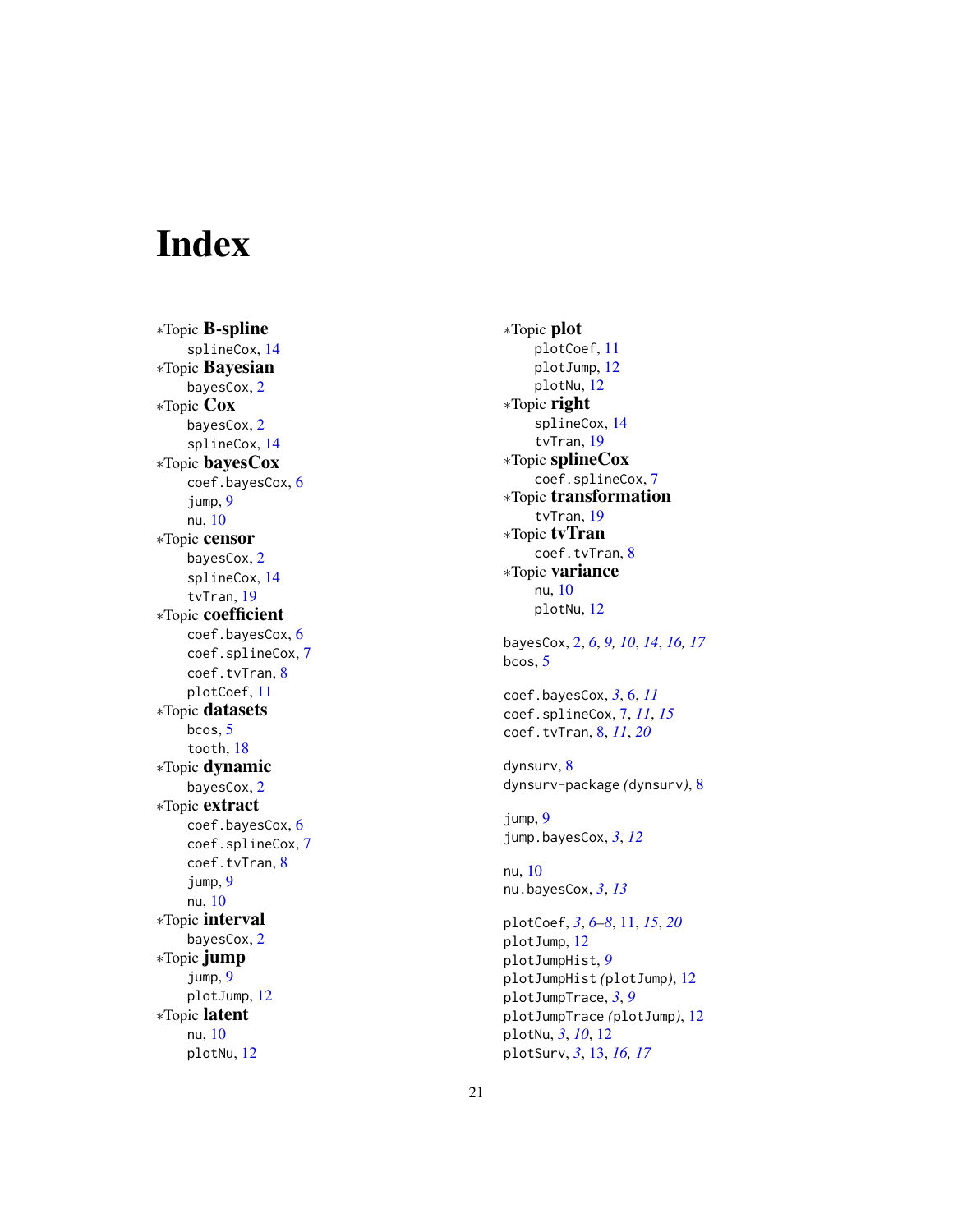# Index

*Topic **B-spline**
  splineCox, 14

*Topic **Bayesian**
  bayesCox, 2

*Topic **Cox**
  bayesCox, 2
  splineCox, 14

*Topic **bayesCox**
  coef.bayesCox, 6
  jump, 9
  nu, 10

*Topic **censor**
  bayesCox, 2
  splineCox, 14
  tvTran, 19

*Topic **coefficient**
  coef.bayesCox, 6
  coef.splineCox, 7
  coef.tvTran, 8
  plotCoef, 11

*Topic **datasets**
  bcos, 5
  tooth, 18

*Topic **dynamic**
  bayesCox, 2

*Topic **extract**
  coef.bayesCox, 6
  coef.splineCox, 7
  coef.tvTran, 8
  jump, 9
  nu, 10

*Topic **interval**
  bayesCox, 2

*Topic **jump**
  jump, 9
  plotJump, 12

*Topic **latent**
  nu, 10
  plotNu, 12

*Topic **plot**
  plotCoef, 11
  plotJump, 12
  plotNu, 12

*Topic **right**
  splineCox, 14
  tvTran, 19

*Topic **splineCox**
  coef.splineCox, 7

*Topic **transformation**
  tvTran, 19

*Topic **tvTran**
  coef.tvTran, 8

*Topic **variance**
  nu, 10
  plotNu, 12

bayesCox, 2, *6*, *9, 10*, *14*, *16, 17*
bcos, 5

coef.bayesCox, *3*, 6, *11*
coef.splineCox, 7, *11*, *15*
coef.tvTran, 8, *11*, *20*

dynsurv, 8
dynsurv-package (dynsurv), 8

jump, 9
jump.bayesCox, *3*, *12*

nu, 10
nu.bayesCox, *3*, *13*

plotCoef, *3*, *6–8*, 11, *15*, *20*
plotJump, 12
plotJumpHist, *9*
plotJumpHist (plotJump), 12
plotJumpTrace, *3*, *9*
plotJumpTrace (plotJump), 12
plotNu, *3*, *10*, 12
plotSurv, *3*, 13, *16, 17*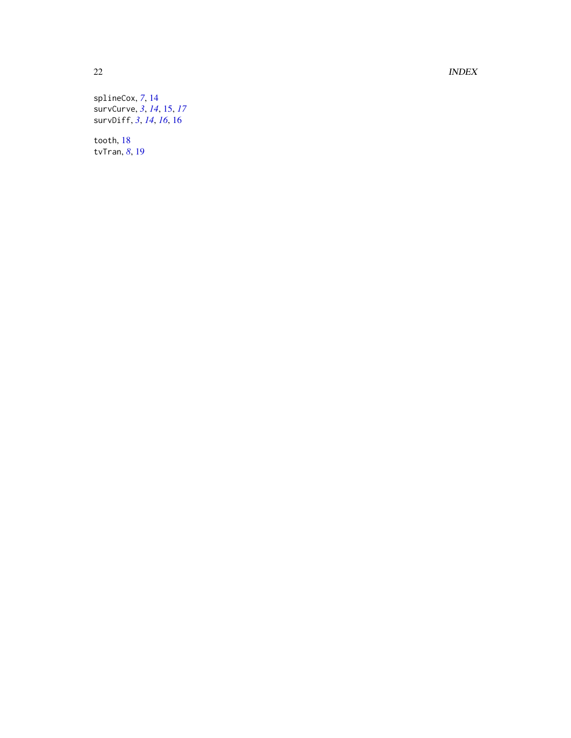splineCox, *7*, 14
survCurve, *3*, *14*, 15, *17*
survDiff, *3*, *14*, *16*, 16

tooth, 18
tvTran, *8*, 19